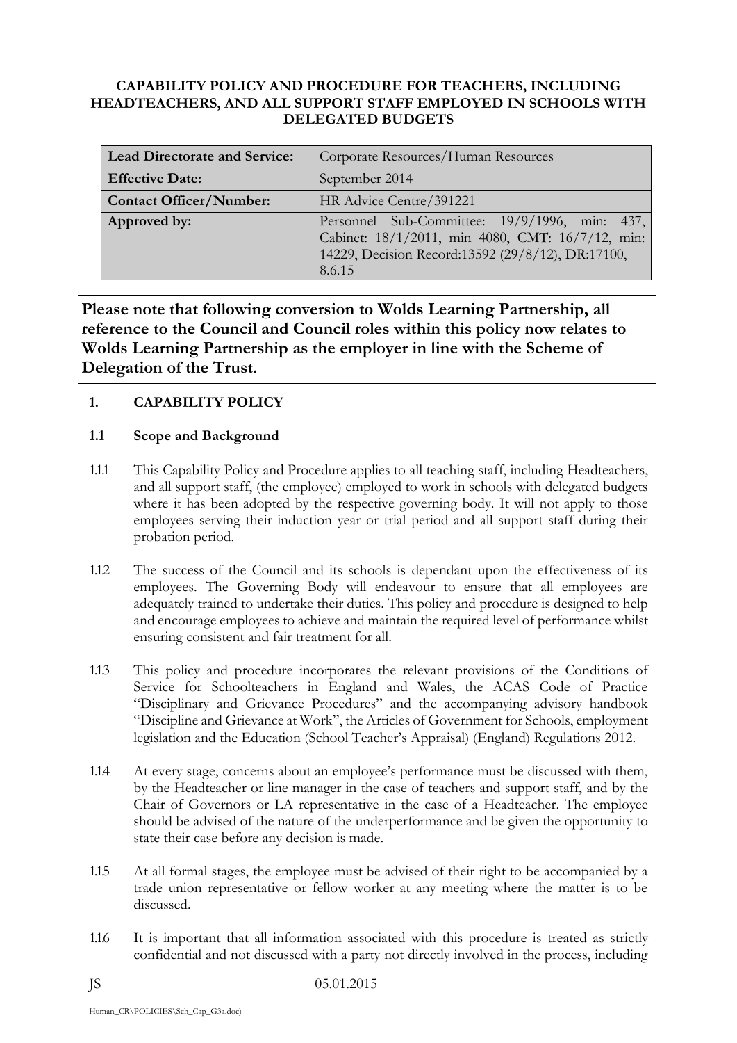**CAPABILITY POLICY AND PROCEDURE FOR TEACHERS, INCLUDING HEADTEACHERS, AND ALL SUPPORT STAFF EMPLOYED IN SCHOOLS WITH DELEGATED BUDGETS**

| **Lead Directorate and Service:** | Corporate Resources/Human Resources |
|---|---|
| **Effective Date:** | September 2014 |
| **Contact Officer/Number:** | HR Advice Centre/391221 |
| **Approved by:** | Personnel Sub-Committee: 19/9/1996, min: 437, Cabinet: 18/1/2011, min 4080, CMT: 16/7/12, min: 14229, Decision Record:13592 (29/8/12), DR:17100, 8.6.15 |

**Please note that following conversion to Wolds Learning Partnership, all reference to the Council and Council roles within this policy now relates to Wolds Learning Partnership as the employer in line with the Scheme of Delegation of the Trust.**

## 1. CAPABILITY POLICY

### 1.1 Scope and Background

1.1.1 This Capability Policy and Procedure applies to all teaching staff, including Headteachers, and all support staff, (the employee) employed to work in schools with delegated budgets where it has been adopted by the respective governing body. It will not apply to those employees serving their induction year or trial period and all support staff during their probation period.

1.1.2 The success of the Council and its schools is dependant upon the effectiveness of its employees. The Governing Body will endeavour to ensure that all employees are adequately trained to undertake their duties. This policy and procedure is designed to help and encourage employees to achieve and maintain the required level of performance whilst ensuring consistent and fair treatment for all.

1.1.3 This policy and procedure incorporates the relevant provisions of the Conditions of Service for Schoolteachers in England and Wales, the ACAS Code of Practice "Disciplinary and Grievance Procedures" and the accompanying advisory handbook "Discipline and Grievance at Work", the Articles of Government for Schools, employment legislation and the Education (School Teacher's Appraisal) (England) Regulations 2012.

1.1.4 At every stage, concerns about an employee's performance must be discussed with them, by the Headteacher or line manager in the case of teachers and support staff, and by the Chair of Governors or LA representative in the case of a Headteacher. The employee should be advised of the nature of the underperformance and be given the opportunity to state their case before any decision is made.

1.1.5 At all formal stages, the employee must be advised of their right to be accompanied by a trade union representative or fellow worker at any meeting where the matter is to be discussed.

1.1.6 It is important that all information associated with this procedure is treated as strictly confidential and not discussed with a party not directly involved in the process, including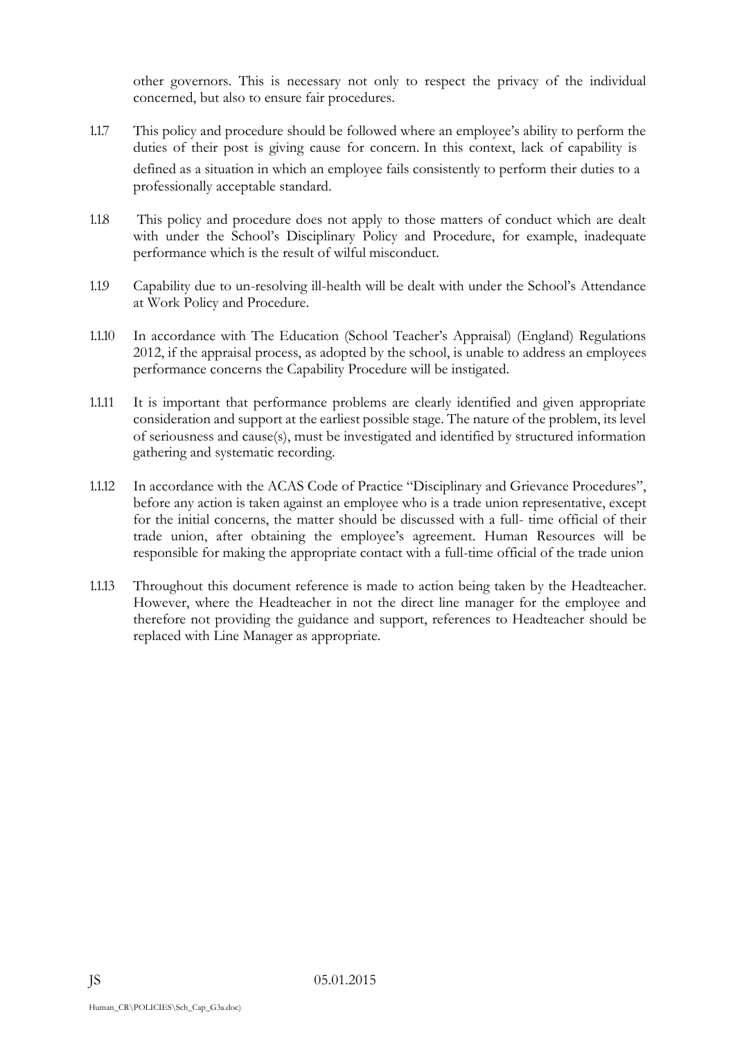other governors. This is necessary not only to respect the privacy of the individual concerned, but also to ensure fair procedures.

1.1.7 This policy and procedure should be followed where an employee's ability to perform the duties of their post is giving cause for concern. In this context, lack of capability is defined as a situation in which an employee fails consistently to perform their duties to a professionally acceptable standard.

1.1.8 This policy and procedure does not apply to those matters of conduct which are dealt with under the School's Disciplinary Policy and Procedure, for example, inadequate performance which is the result of wilful misconduct.

1.1.9 Capability due to un-resolving ill-health will be dealt with under the School's Attendance at Work Policy and Procedure.

1.1.10 In accordance with The Education (School Teacher's Appraisal) (England) Regulations 2012, if the appraisal process, as adopted by the school, is unable to address an employees performance concerns the Capability Procedure will be instigated.

1.1.11 It is important that performance problems are clearly identified and given appropriate consideration and support at the earliest possible stage. The nature of the problem, its level of seriousness and cause(s), must be investigated and identified by structured information gathering and systematic recording.

1.1.12 In accordance with the ACAS Code of Practice "Disciplinary and Grievance Procedures", before any action is taken against an employee who is a trade union representative, except for the initial concerns, the matter should be discussed with a full- time official of their trade union, after obtaining the employee's agreement. Human Resources will be responsible for making the appropriate contact with a full-time official of the trade union

1.1.13 Throughout this document reference is made to action being taken by the Headteacher. However, where the Headteacher in not the direct line manager for the employee and therefore not providing the guidance and support, references to Headteacher should be replaced with Line Manager as appropriate.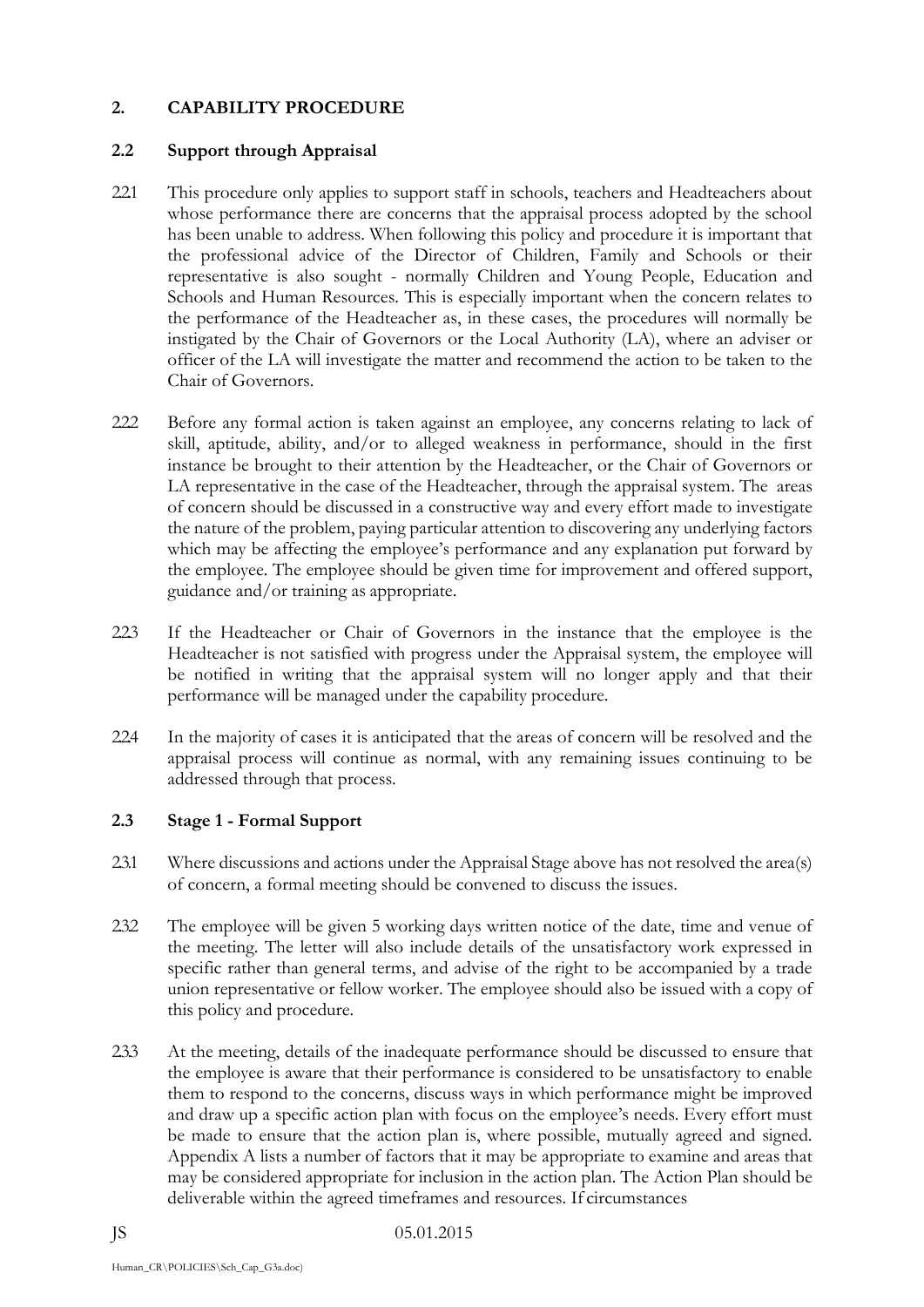## 2. CAPABILITY PROCEDURE

### 2.2 Support through Appraisal

2.2.1 This procedure only applies to support staff in schools, teachers and Headteachers about whose performance there are concerns that the appraisal process adopted by the school has been unable to address. When following this policy and procedure it is important that the professional advice of the Director of Children, Family and Schools or their representative is also sought - normally Children and Young People, Education and Schools and Human Resources. This is especially important when the concern relates to the performance of the Headteacher as, in these cases, the procedures will normally be instigated by the Chair of Governors or the Local Authority (LA), where an adviser or officer of the LA will investigate the matter and recommend the action to be taken to the Chair of Governors.

2.2.2 Before any formal action is taken against an employee, any concerns relating to lack of skill, aptitude, ability, and/or to alleged weakness in performance, should in the first instance be brought to their attention by the Headteacher, or the Chair of Governors or LA representative in the case of the Headteacher, through the appraisal system. The areas of concern should be discussed in a constructive way and every effort made to investigate the nature of the problem, paying particular attention to discovering any underlying factors which may be affecting the employee's performance and any explanation put forward by the employee. The employee should be given time for improvement and offered support, guidance and/or training as appropriate.

2.2.3 If the Headteacher or Chair of Governors in the instance that the employee is the Headteacher is not satisfied with progress under the Appraisal system, the employee will be notified in writing that the appraisal system will no longer apply and that their performance will be managed under the capability procedure.

2.2.4 In the majority of cases it is anticipated that the areas of concern will be resolved and the appraisal process will continue as normal, with any remaining issues continuing to be addressed through that process.

### 2.3 Stage 1 - Formal Support

2.3.1 Where discussions and actions under the Appraisal Stage above has not resolved the area(s) of concern, a formal meeting should be convened to discuss the issues.

2.3.2 The employee will be given 5 working days written notice of the date, time and venue of the meeting. The letter will also include details of the unsatisfactory work expressed in specific rather than general terms, and advise of the right to be accompanied by a trade union representative or fellow worker. The employee should also be issued with a copy of this policy and procedure.

2.3.3 At the meeting, details of the inadequate performance should be discussed to ensure that the employee is aware that their performance is considered to be unsatisfactory to enable them to respond to the concerns, discuss ways in which performance might be improved and draw up a specific action plan with focus on the employee's needs. Every effort must be made to ensure that the action plan is, where possible, mutually agreed and signed. Appendix A lists a number of factors that it may be appropriate to examine and areas that may be considered appropriate for inclusion in the action plan. The Action Plan should be deliverable within the agreed timeframes and resources. If circumstances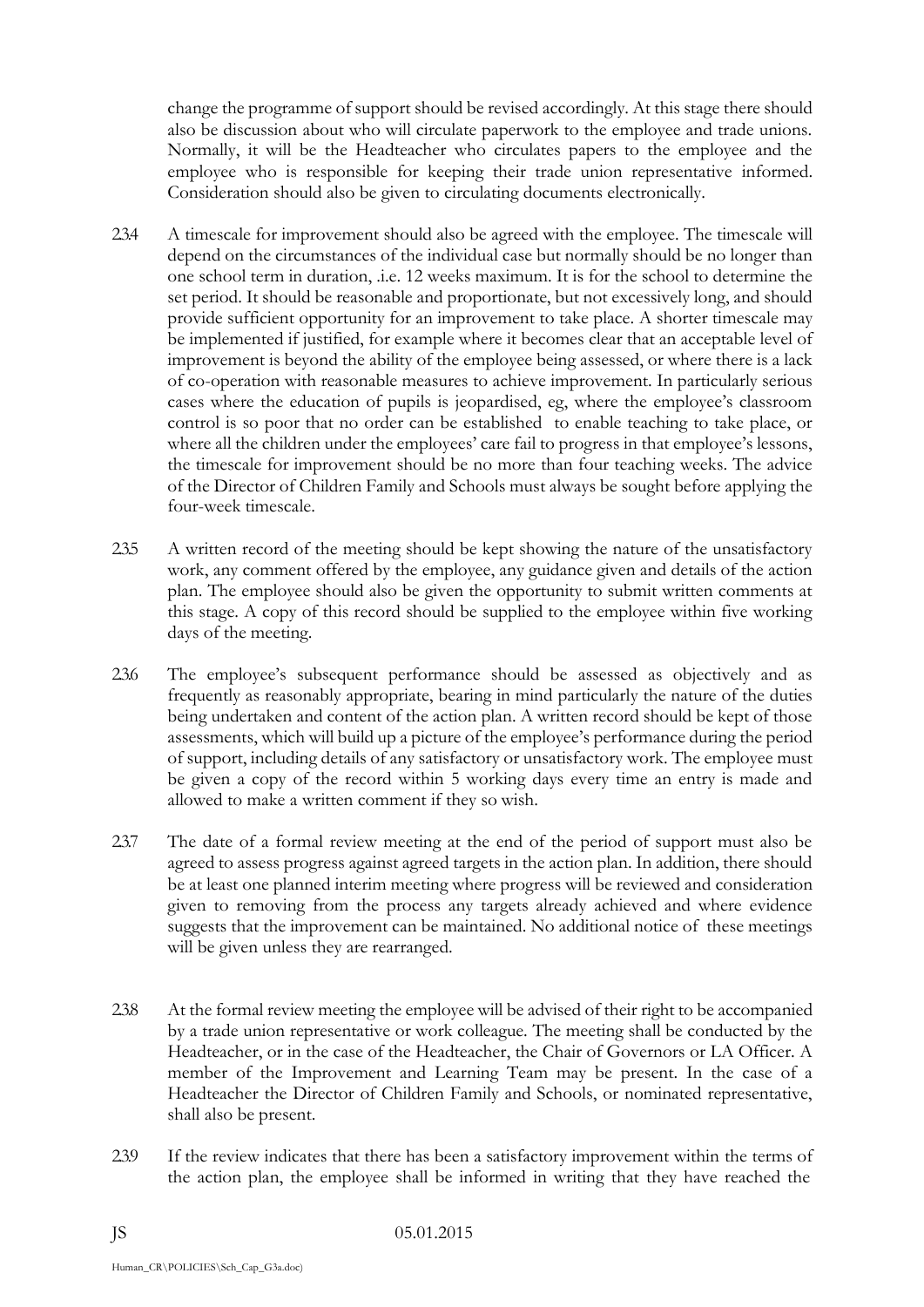change the programme of support should be revised accordingly. At this stage there should also be discussion about who will circulate paperwork to the employee and trade unions. Normally, it will be the Headteacher who circulates papers to the employee and the employee who is responsible for keeping their trade union representative informed. Consideration should also be given to circulating documents electronically.

2.3.4 A timescale for improvement should also be agreed with the employee. The timescale will depend on the circumstances of the individual case but normally should be no longer than one school term in duration, .i.e. 12 weeks maximum. It is for the school to determine the set period. It should be reasonable and proportionate, but not excessively long, and should provide sufficient opportunity for an improvement to take place. A shorter timescale may be implemented if justified, for example where it becomes clear that an acceptable level of improvement is beyond the ability of the employee being assessed, or where there is a lack of co-operation with reasonable measures to achieve improvement. In particularly serious cases where the education of pupils is jeopardised, eg, where the employee's classroom control is so poor that no order can be established to enable teaching to take place, or where all the children under the employees' care fail to progress in that employee's lessons, the timescale for improvement should be no more than four teaching weeks. The advice of the Director of Children Family and Schools must always be sought before applying the four-week timescale.

2.3.5 A written record of the meeting should be kept showing the nature of the unsatisfactory work, any comment offered by the employee, any guidance given and details of the action plan. The employee should also be given the opportunity to submit written comments at this stage. A copy of this record should be supplied to the employee within five working days of the meeting.

2.3.6 The employee's subsequent performance should be assessed as objectively and as frequently as reasonably appropriate, bearing in mind particularly the nature of the duties being undertaken and content of the action plan. A written record should be kept of those assessments, which will build up a picture of the employee's performance during the period of support, including details of any satisfactory or unsatisfactory work. The employee must be given a copy of the record within 5 working days every time an entry is made and allowed to make a written comment if they so wish.

2.3.7 The date of a formal review meeting at the end of the period of support must also be agreed to assess progress against agreed targets in the action plan. In addition, there should be at least one planned interim meeting where progress will be reviewed and consideration given to removing from the process any targets already achieved and where evidence suggests that the improvement can be maintained. No additional notice of these meetings will be given unless they are rearranged.

2.3.8 At the formal review meeting the employee will be advised of their right to be accompanied by a trade union representative or work colleague. The meeting shall be conducted by the Headteacher, or in the case of the Headteacher, the Chair of Governors or LA Officer. A member of the Improvement and Learning Team may be present. In the case of a Headteacher the Director of Children Family and Schools, or nominated representative, shall also be present.

2.3.9 If the review indicates that there has been a satisfactory improvement within the terms of the action plan, the employee shall be informed in writing that they have reached the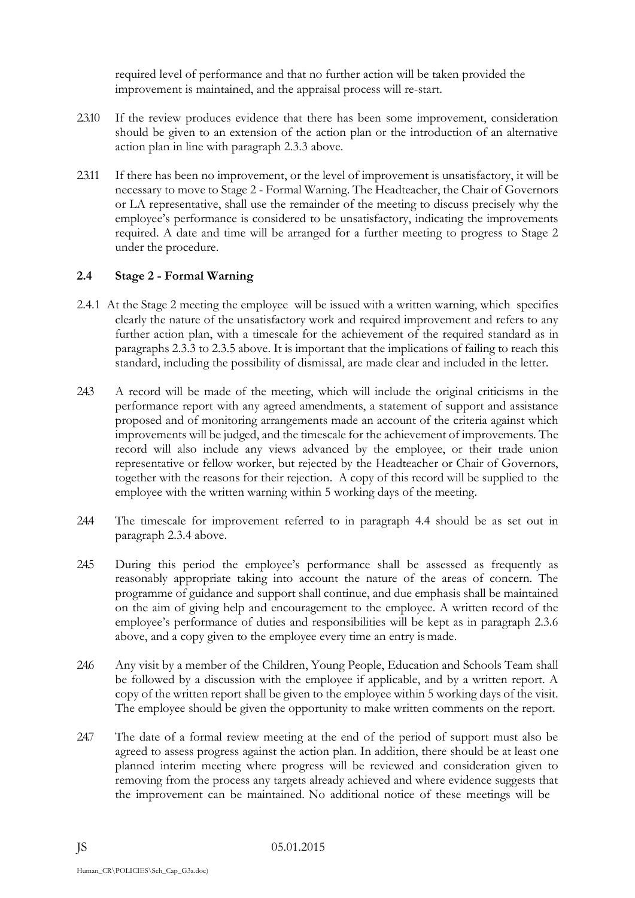required level of performance and that no further action will be taken provided the improvement is maintained, and the appraisal process will re-start.

2.3.10 If the review produces evidence that there has been some improvement, consideration should be given to an extension of the action plan or the introduction of an alternative action plan in line with paragraph 2.3.3 above.

2.3.11 If there has been no improvement, or the level of improvement is unsatisfactory, it will be necessary to move to Stage 2 - Formal Warning. The Headteacher, the Chair of Governors or LA representative, shall use the remainder of the meeting to discuss precisely why the employee's performance is considered to be unsatisfactory, indicating the improvements required. A date and time will be arranged for a further meeting to progress to Stage 2 under the procedure.

### 2.4 Stage 2 - Formal Warning

2.4.1 At the Stage 2 meeting the employee will be issued with a written warning, which specifies clearly the nature of the unsatisfactory work and required improvement and refers to any further action plan, with a timescale for the achievement of the required standard as in paragraphs 2.3.3 to 2.3.5 above. It is important that the implications of failing to reach this standard, including the possibility of dismissal, are made clear and included in the letter.

2.4.3 A record will be made of the meeting, which will include the original criticisms in the performance report with any agreed amendments, a statement of support and assistance proposed and of monitoring arrangements made an account of the criteria against which improvements will be judged, and the timescale for the achievement of improvements. The record will also include any views advanced by the employee, or their trade union representative or fellow worker, but rejected by the Headteacher or Chair of Governors, together with the reasons for their rejection. A copy of this record will be supplied to the employee with the written warning within 5 working days of the meeting.

2.4.4 The timescale for improvement referred to in paragraph 4.4 should be as set out in paragraph 2.3.4 above.

2.4.5 During this period the employee's performance shall be assessed as frequently as reasonably appropriate taking into account the nature of the areas of concern. The programme of guidance and support shall continue, and due emphasis shall be maintained on the aim of giving help and encouragement to the employee. A written record of the employee's performance of duties and responsibilities will be kept as in paragraph 2.3.6 above, and a copy given to the employee every time an entry is made.

2.4.6 Any visit by a member of the Children, Young People, Education and Schools Team shall be followed by a discussion with the employee if applicable, and by a written report. A copy of the written report shall be given to the employee within 5 working days of the visit. The employee should be given the opportunity to make written comments on the report.

2.4.7 The date of a formal review meeting at the end of the period of support must also be agreed to assess progress against the action plan. In addition, there should be at least one planned interim meeting where progress will be reviewed and consideration given to removing from the process any targets already achieved and where evidence suggests that the improvement can be maintained. No additional notice of these meetings will be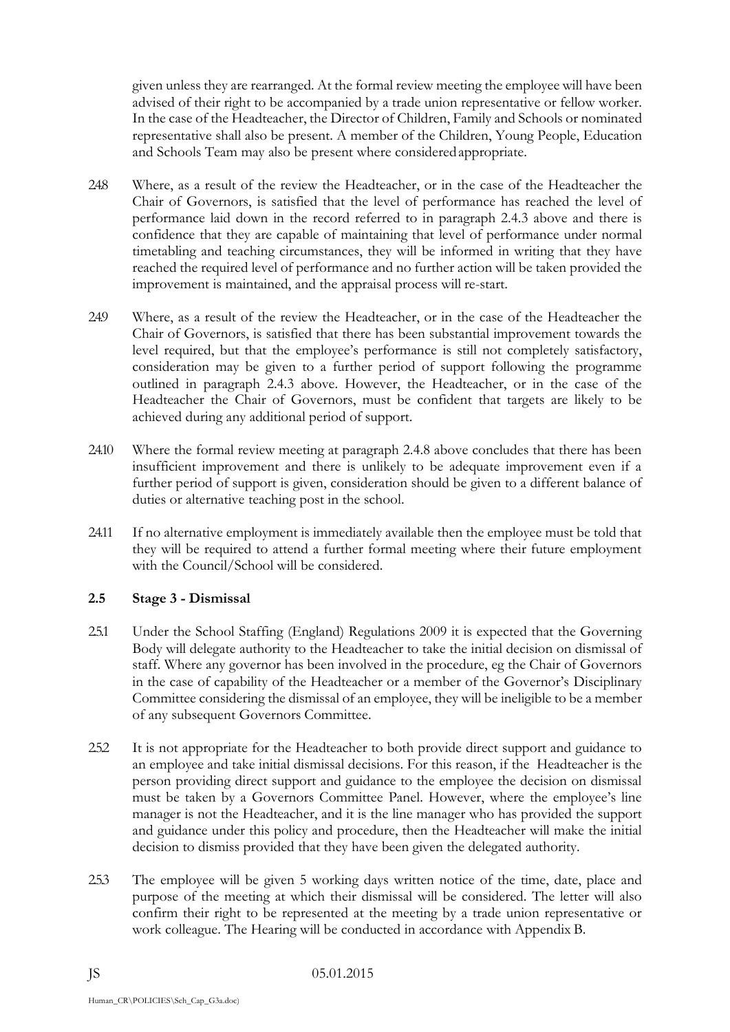given unless they are rearranged. At the formal review meeting the employee will have been advised of their right to be accompanied by a trade union representative or fellow worker. In the case of the Headteacher, the Director of Children, Family and Schools or nominated representative shall also be present. A member of the Children, Young People, Education and Schools Team may also be present where considered appropriate.

2.4.8 Where, as a result of the review the Headteacher, or in the case of the Headteacher the Chair of Governors, is satisfied that the level of performance has reached the level of performance laid down in the record referred to in paragraph 2.4.3 above and there is confidence that they are capable of maintaining that level of performance under normal timetabling and teaching circumstances, they will be informed in writing that they have reached the required level of performance and no further action will be taken provided the improvement is maintained, and the appraisal process will re-start.

2.4.9 Where, as a result of the review the Headteacher, or in the case of the Headteacher the Chair of Governors, is satisfied that there has been substantial improvement towards the level required, but that the employee's performance is still not completely satisfactory, consideration may be given to a further period of support following the programme outlined in paragraph 2.4.3 above. However, the Headteacher, or in the case of the Headteacher the Chair of Governors, must be confident that targets are likely to be achieved during any additional period of support.

2.4.10 Where the formal review meeting at paragraph 2.4.8 above concludes that there has been insufficient improvement and there is unlikely to be adequate improvement even if a further period of support is given, consideration should be given to a different balance of duties or alternative teaching post in the school.

2.4.11 If no alternative employment is immediately available then the employee must be told that they will be required to attend a further formal meeting where their future employment with the Council/School will be considered.

### 2.5 Stage 3 - Dismissal

2.5.1 Under the School Staffing (England) Regulations 2009 it is expected that the Governing Body will delegate authority to the Headteacher to take the initial decision on dismissal of staff. Where any governor has been involved in the procedure, eg the Chair of Governors in the case of capability of the Headteacher or a member of the Governor's Disciplinary Committee considering the dismissal of an employee, they will be ineligible to be a member of any subsequent Governors Committee.

2.5.2 It is not appropriate for the Headteacher to both provide direct support and guidance to an employee and take initial dismissal decisions. For this reason, if the Headteacher is the person providing direct support and guidance to the employee the decision on dismissal must be taken by a Governors Committee Panel. However, where the employee's line manager is not the Headteacher, and it is the line manager who has provided the support and guidance under this policy and procedure, then the Headteacher will make the initial decision to dismiss provided that they have been given the delegated authority.

2.5.3 The employee will be given 5 working days written notice of the time, date, place and purpose of the meeting at which their dismissal will be considered. The letter will also confirm their right to be represented at the meeting by a trade union representative or work colleague. The Hearing will be conducted in accordance with Appendix B.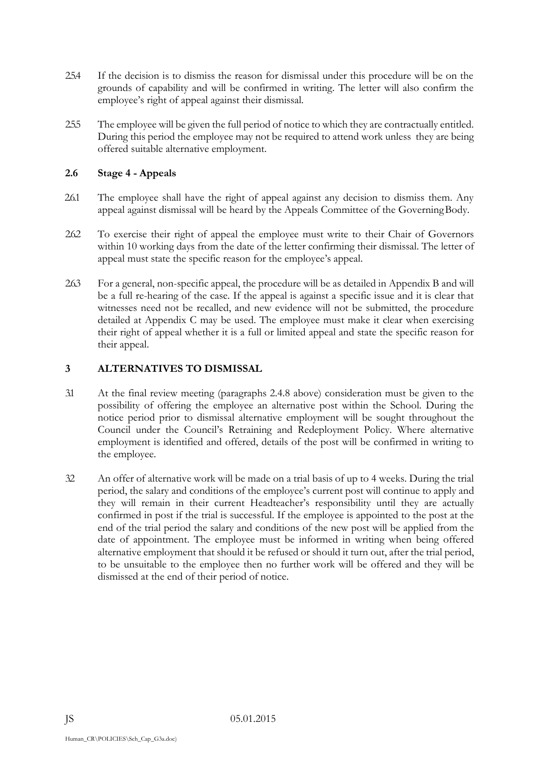2.5.4 If the decision is to dismiss the reason for dismissal under this procedure will be on the grounds of capability and will be confirmed in writing. The letter will also confirm the employee's right of appeal against their dismissal.

2.5.5 The employee will be given the full period of notice to which they are contractually entitled. During this period the employee may not be required to attend work unless they are being offered suitable alternative employment.

### 2.6 Stage 4 - Appeals

2.6.1 The employee shall have the right of appeal against any decision to dismiss them. Any appeal against dismissal will be heard by the Appeals Committee of the Governing Body.

2.6.2 To exercise their right of appeal the employee must write to their Chair of Governors within 10 working days from the date of the letter confirming their dismissal. The letter of appeal must state the specific reason for the employee's appeal.

2.6.3 For a general, non-specific appeal, the procedure will be as detailed in Appendix B and will be a full re-hearing of the case. If the appeal is against a specific issue and it is clear that witnesses need not be recalled, and new evidence will not be submitted, the procedure detailed at Appendix C may be used. The employee must make it clear when exercising their right of appeal whether it is a full or limited appeal and state the specific reason for their appeal.

## 3 ALTERNATIVES TO DISMISSAL

3.1 At the final review meeting (paragraphs 2.4.8 above) consideration must be given to the possibility of offering the employee an alternative post within the School. During the notice period prior to dismissal alternative employment will be sought throughout the Council under the Council's Retraining and Redeployment Policy. Where alternative employment is identified and offered, details of the post will be confirmed in writing to the employee.

3.2 An offer of alternative work will be made on a trial basis of up to 4 weeks. During the trial period, the salary and conditions of the employee's current post will continue to apply and they will remain in their current Headteacher's responsibility until they are actually confirmed in post if the trial is successful. If the employee is appointed to the post at the end of the trial period the salary and conditions of the new post will be applied from the date of appointment. The employee must be informed in writing when being offered alternative employment that should it be refused or should it turn out, after the trial period, to be unsuitable to the employee then no further work will be offered and they will be dismissed at the end of their period of notice.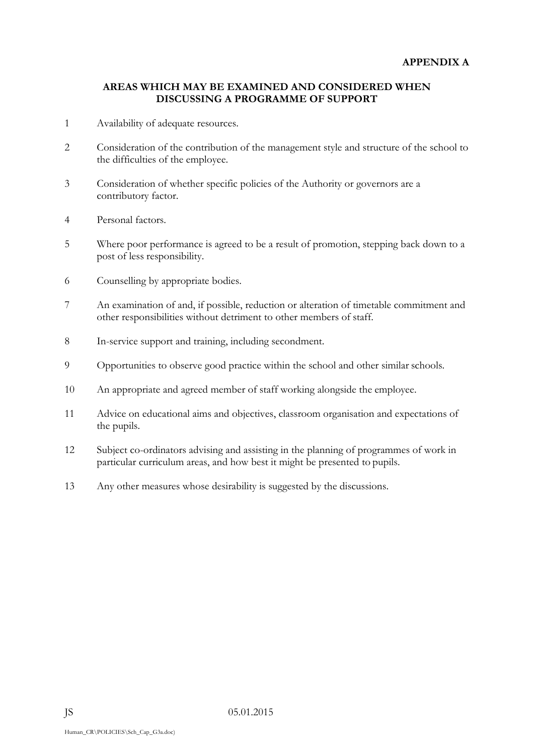**APPENDIX A**

## AREAS WHICH MAY BE EXAMINED AND CONSIDERED WHEN DISCUSSING A PROGRAMME OF SUPPORT

1. Availability of adequate resources.

2. Consideration of the contribution of the management style and structure of the school to the difficulties of the employee.

3. Consideration of whether specific policies of the Authority or governors are a contributory factor.

4. Personal factors.

5. Where poor performance is agreed to be a result of promotion, stepping back down to a post of less responsibility.

6. Counselling by appropriate bodies.

7. An examination of and, if possible, reduction or alteration of timetable commitment and other responsibilities without detriment to other members of staff.

8. In-service support and training, including secondment.

9. Opportunities to observe good practice within the school and other similar schools.

10. An appropriate and agreed member of staff working alongside the employee.

11. Advice on educational aims and objectives, classroom organisation and expectations of the pupils.

12. Subject co-ordinators advising and assisting in the planning of programmes of work in particular curriculum areas, and how best it might be presented to pupils.

13. Any other measures whose desirability is suggested by the discussions.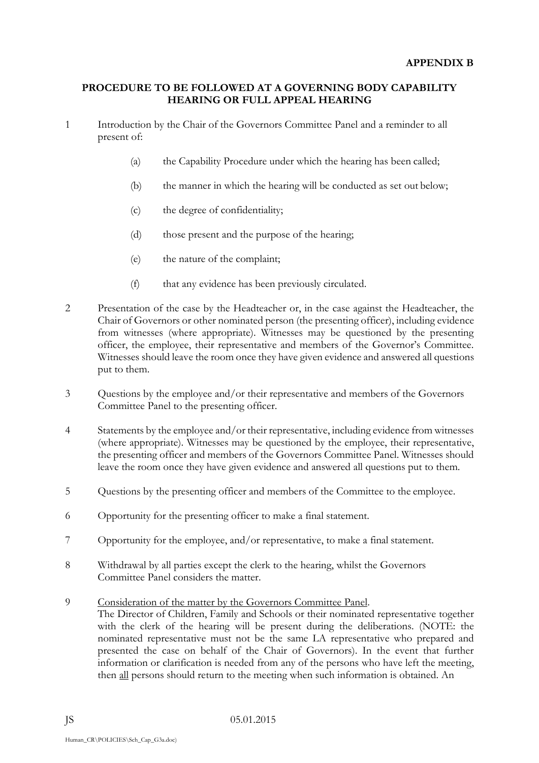**APPENDIX B**

**PROCEDURE TO BE FOLLOWED AT A GOVERNING BODY CAPABILITY HEARING OR FULL APPEAL HEARING**

1. Introduction by the Chair of the Governors Committee Panel and a reminder to all present of:

   (a) the Capability Procedure under which the hearing has been called;

   (b) the manner in which the hearing will be conducted as set out below;

   (c) the degree of confidentiality;

   (d) those present and the purpose of the hearing;

   (e) the nature of the complaint;

   (f) that any evidence has been previously circulated.

2. Presentation of the case by the Headteacher or, in the case against the Headteacher, the Chair of Governors or other nominated person (the presenting officer), including evidence from witnesses (where appropriate). Witnesses may be questioned by the presenting officer, the employee, their representative and members of the Governor's Committee. Witnesses should leave the room once they have given evidence and answered all questions put to them.

3. Questions by the employee and/or their representative and members of the Governors Committee Panel to the presenting officer.

4. Statements by the employee and/or their representative, including evidence from witnesses (where appropriate). Witnesses may be questioned by the employee, their representative, the presenting officer and members of the Governors Committee Panel. Witnesses should leave the room once they have given evidence and answered all questions put to them.

5. Questions by the presenting officer and members of the Committee to the employee.

6. Opportunity for the presenting officer to make a final statement.

7. Opportunity for the employee, and/or representative, to make a final statement.

8. Withdrawal by all parties except the clerk to the hearing, whilst the Governors Committee Panel considers the matter.

9. <u>Consideration of the matter by the Governors Committee Panel</u>.
   The Director of Children, Family and Schools or their nominated representative together with the clerk of the hearing will be present during the deliberations. (NOTE: the nominated representative must not be the same LA representative who prepared and presented the case on behalf of the Chair of Governors). In the event that further information or clarification is needed from any of the persons who have left the meeting, then <u>all</u> persons should return to the meeting when such information is obtained. An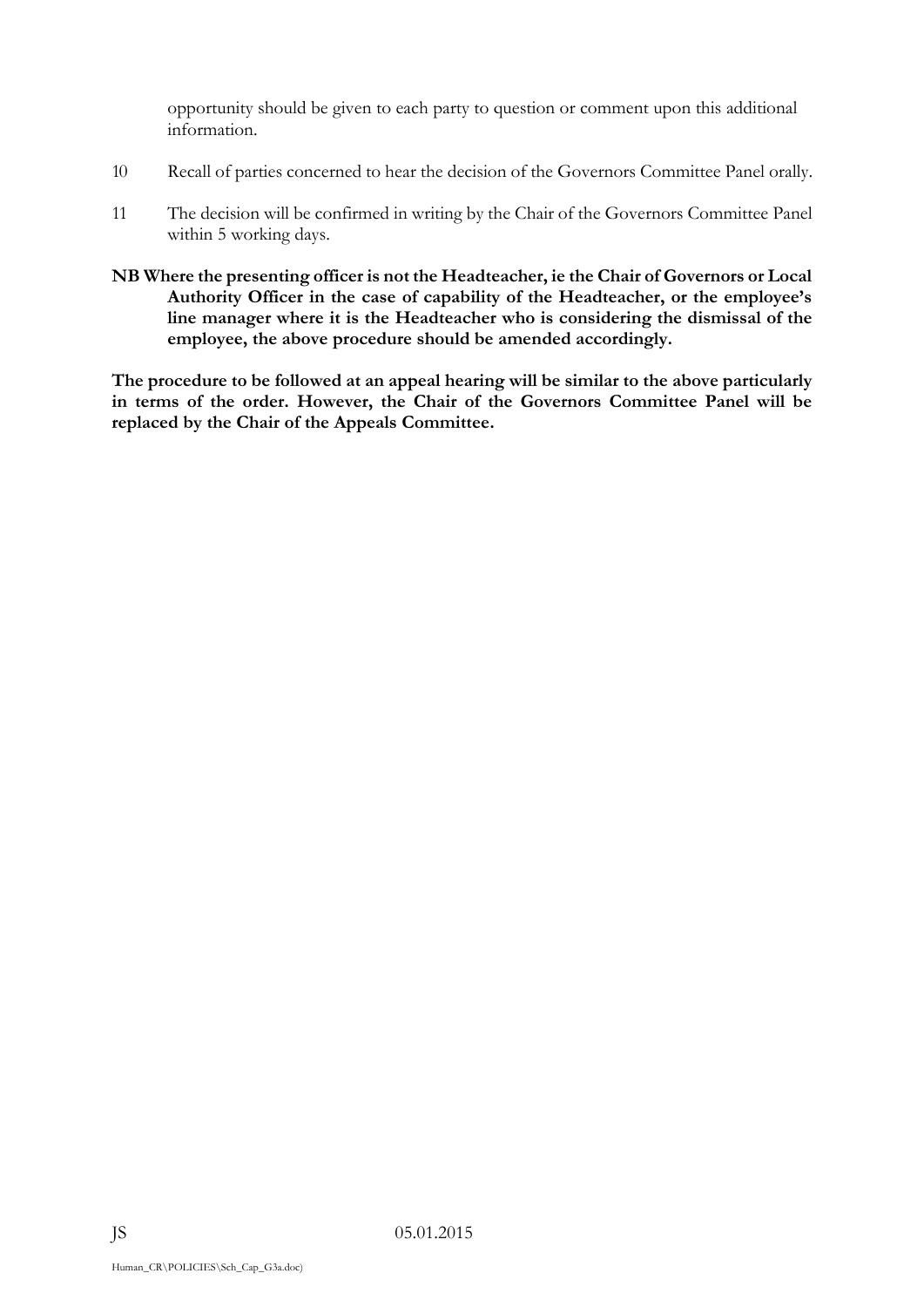opportunity should be given to each party to question or comment upon this additional information.

10 Recall of parties concerned to hear the decision of the Governors Committee Panel orally.

11 The decision will be confirmed in writing by the Chair of the Governors Committee Panel within 5 working days.

**NB Where the presenting officer is not the Headteacher, ie the Chair of Governors or Local Authority Officer in the case of capability of the Headteacher, or the employee's line manager where it is the Headteacher who is considering the dismissal of the employee, the above procedure should be amended accordingly.**

**The procedure to be followed at an appeal hearing will be similar to the above particularly in terms of the order. However, the Chair of the Governors Committee Panel will be replaced by the Chair of the Appeals Committee.**

JS 05.01.2015

Human_CR\POLICIES\Sch_Cap_G3a.doc)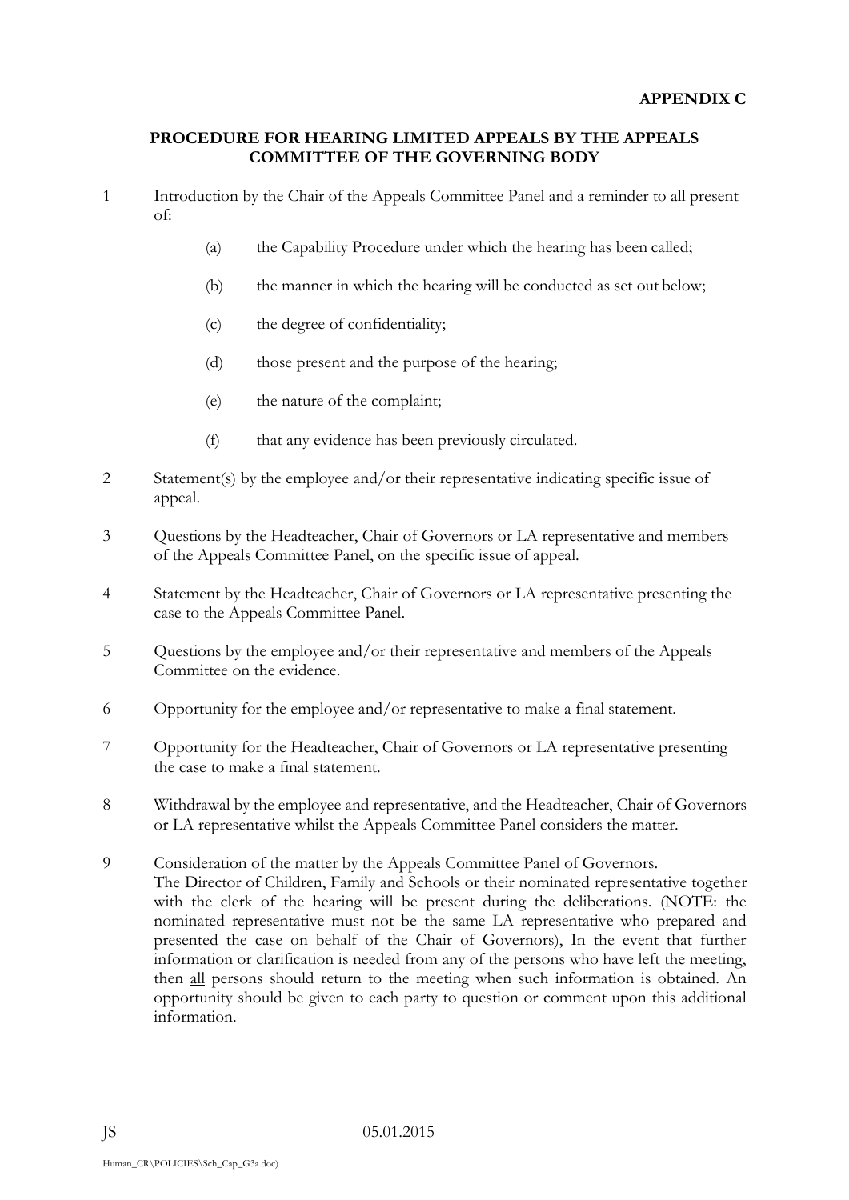**APPENDIX C**

## PROCEDURE FOR HEARING LIMITED APPEALS BY THE APPEALS COMMITTEE OF THE GOVERNING BODY

1 Introduction by the Chair of the Appeals Committee Panel and a reminder to all present of:

   (a) the Capability Procedure under which the hearing has been called;

   (b) the manner in which the hearing will be conducted as set out below;

   (c) the degree of confidentiality;

   (d) those present and the purpose of the hearing;

   (e) the nature of the complaint;

   (f) that any evidence has been previously circulated.

2 Statement(s) by the employee and/or their representative indicating specific issue of appeal.

3 Questions by the Headteacher, Chair of Governors or LA representative and members of the Appeals Committee Panel, on the specific issue of appeal.

4 Statement by the Headteacher, Chair of Governors or LA representative presenting the case to the Appeals Committee Panel.

5 Questions by the employee and/or their representative and members of the Appeals Committee on the evidence.

6 Opportunity for the employee and/or representative to make a final statement.

7 Opportunity for the Headteacher, Chair of Governors or LA representative presenting the case to make a final statement.

8 Withdrawal by the employee and representative, and the Headteacher, Chair of Governors or LA representative whilst the Appeals Committee Panel considers the matter.

9 <u>Consideration of the matter by the Appeals Committee Panel of Governors</u>.
The Director of Children, Family and Schools or their nominated representative together with the clerk of the hearing will be present during the deliberations. (NOTE: the nominated representative must not be the same LA representative who prepared and presented the case on behalf of the Chair of Governors), In the event that further information or clarification is needed from any of the persons who have left the meeting, then <u>all</u> persons should return to the meeting when such information is obtained. An opportunity should be given to each party to question or comment upon this additional information.

JS 05.01.2015

Human_CR\POLICIES\Sch_Cap_G3a.doc)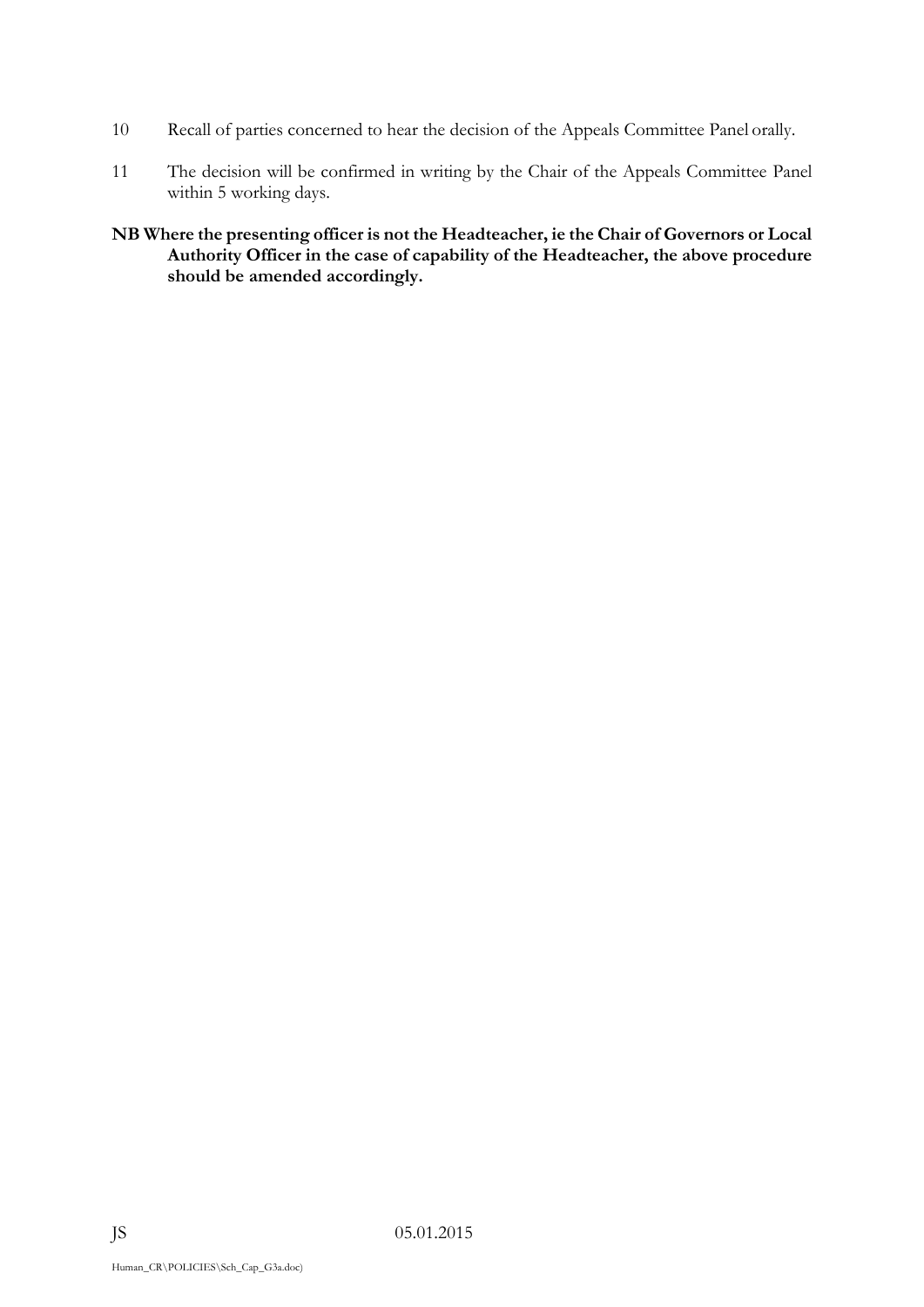10 Recall of parties concerned to hear the decision of the Appeals Committee Panel orally.

11 The decision will be confirmed in writing by the Chair of the Appeals Committee Panel within 5 working days.

**NB Where the presenting officer is not the Headteacher, ie the Chair of Governors or Local Authority Officer in the case of capability of the Headteacher, the above procedure should be amended accordingly.**

JS 05.01.2015

Human_CR\POLICIES\Sch_Cap_G3a.doc)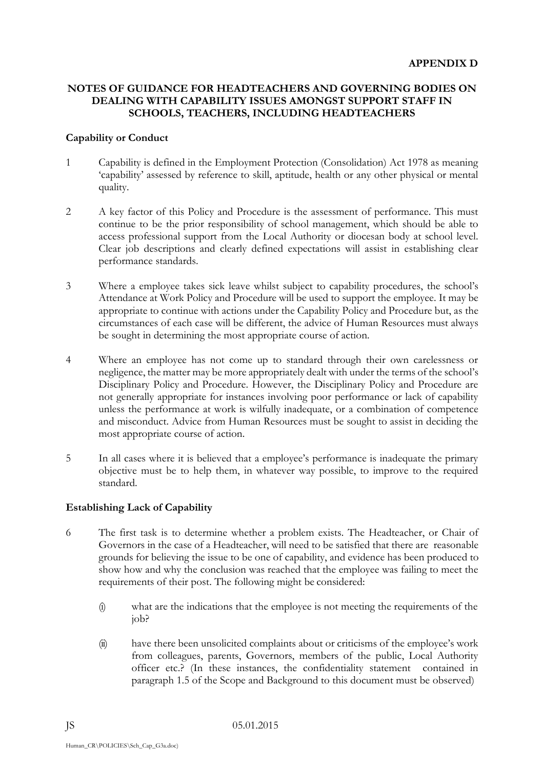**APPENDIX D**

**NOTES OF GUIDANCE FOR HEADTEACHERS AND GOVERNING BODIES ON DEALING WITH CAPABILITY ISSUES AMONGST SUPPORT STAFF IN SCHOOLS, TEACHERS, INCLUDING HEADTEACHERS**

**Capability or Conduct**

1 Capability is defined in the Employment Protection (Consolidation) Act 1978 as meaning 'capability' assessed by reference to skill, aptitude, health or any other physical or mental quality.

2 A key factor of this Policy and Procedure is the assessment of performance. This must continue to be the prior responsibility of school management, which should be able to access professional support from the Local Authority or diocesan body at school level. Clear job descriptions and clearly defined expectations will assist in establishing clear performance standards.

3 Where a employee takes sick leave whilst subject to capability procedures, the school's Attendance at Work Policy and Procedure will be used to support the employee. It may be appropriate to continue with actions under the Capability Policy and Procedure but, as the circumstances of each case will be different, the advice of Human Resources must always be sought in determining the most appropriate course of action.

4 Where an employee has not come up to standard through their own carelessness or negligence, the matter may be more appropriately dealt with under the terms of the school's Disciplinary Policy and Procedure. However, the Disciplinary Policy and Procedure are not generally appropriate for instances involving poor performance or lack of capability unless the performance at work is wilfully inadequate, or a combination of competence and misconduct. Advice from Human Resources must be sought to assist in deciding the most appropriate course of action.

5 In all cases where it is believed that a employee's performance is inadequate the primary objective must be to help them, in whatever way possible, to improve to the required standard.

**Establishing Lack of Capability**

6 The first task is to determine whether a problem exists. The Headteacher, or Chair of Governors in the case of a Headteacher, will need to be satisfied that there are reasonable grounds for believing the issue to be one of capability, and evidence has been produced to show how and why the conclusion was reached that the employee was failing to meet the requirements of their post. The following might be considered:

(i) what are the indications that the employee is not meeting the requirements of the job?

(ii) have there been unsolicited complaints about or criticisms of the employee's work from colleagues, parents, Governors, members of the public, Local Authority officer etc.? (In these instances, the confidentiality statement contained in paragraph 1.5 of the Scope and Background to this document must be observed)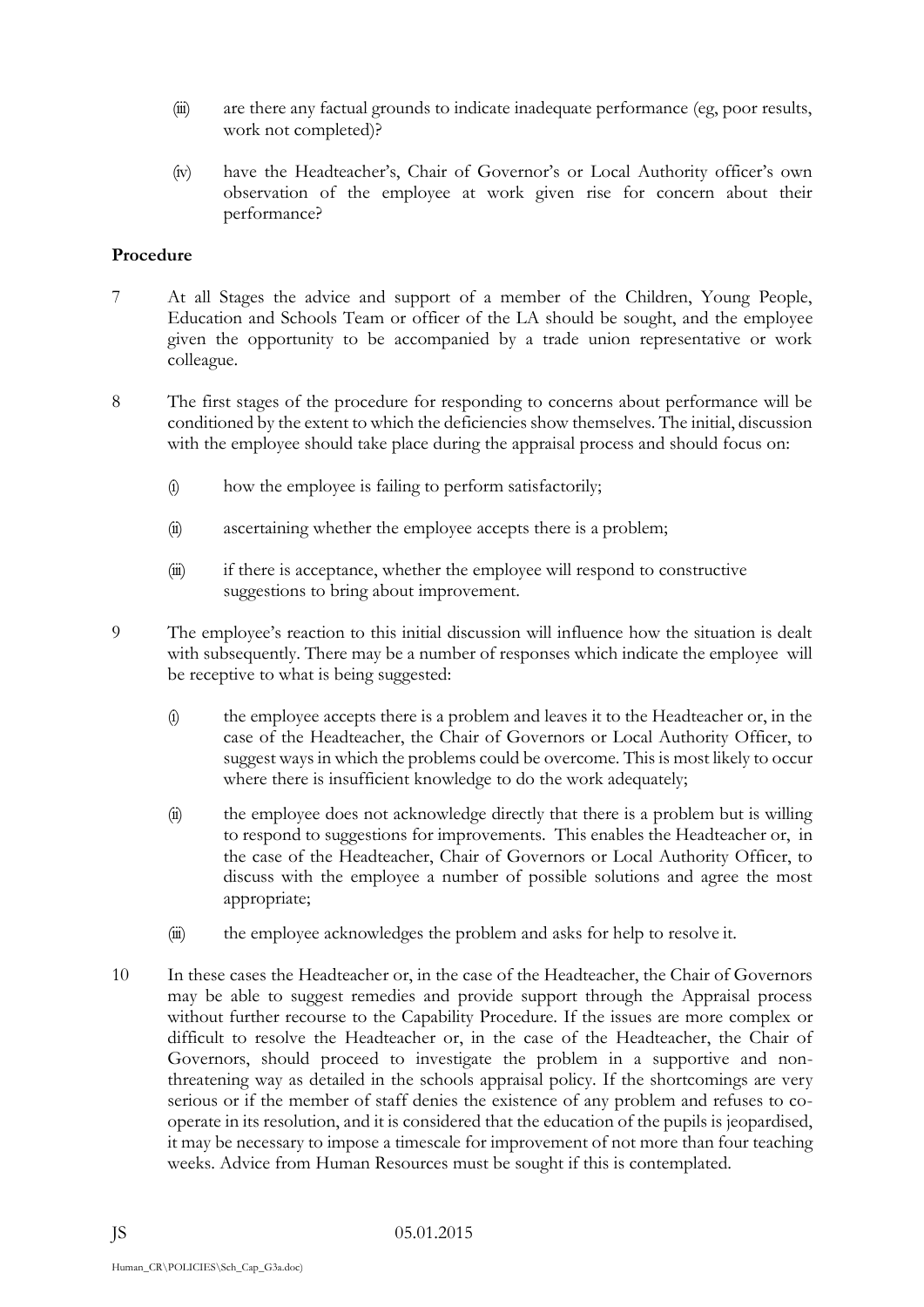(iii) are there any factual grounds to indicate inadequate performance (eg, poor results, work not completed)?

(iv) have the Headteacher's, Chair of Governor's or Local Authority officer's own observation of the employee at work given rise for concern about their performance?

**Procedure**

7 At all Stages the advice and support of a member of the Children, Young People, Education and Schools Team or officer of the LA should be sought, and the employee given the opportunity to be accompanied by a trade union representative or work colleague.

8 The first stages of the procedure for responding to concerns about performance will be conditioned by the extent to which the deficiencies show themselves. The initial, discussion with the employee should take place during the appraisal process and should focus on:

(i) how the employee is failing to perform satisfactorily;

(ii) ascertaining whether the employee accepts there is a problem;

(iii) if there is acceptance, whether the employee will respond to constructive suggestions to bring about improvement.

9 The employee's reaction to this initial discussion will influence how the situation is dealt with subsequently. There may be a number of responses which indicate the employee will be receptive to what is being suggested:

(i) the employee accepts there is a problem and leaves it to the Headteacher or, in the case of the Headteacher, the Chair of Governors or Local Authority Officer, to suggest ways in which the problems could be overcome. This is most likely to occur where there is insufficient knowledge to do the work adequately;

(ii) the employee does not acknowledge directly that there is a problem but is willing to respond to suggestions for improvements. This enables the Headteacher or, in the case of the Headteacher, Chair of Governors or Local Authority Officer, to discuss with the employee a number of possible solutions and agree the most appropriate;

(iii) the employee acknowledges the problem and asks for help to resolve it.

10 In these cases the Headteacher or, in the case of the Headteacher, the Chair of Governors may be able to suggest remedies and provide support through the Appraisal process without further recourse to the Capability Procedure. If the issues are more complex or difficult to resolve the Headteacher or, in the case of the Headteacher, the Chair of Governors, should proceed to investigate the problem in a supportive and non-threatening way as detailed in the schools appraisal policy. If the shortcomings are very serious or if the member of staff denies the existence of any problem and refuses to co-operate in its resolution, and it is considered that the education of the pupils is jeopardised, it may be necessary to impose a timescale for improvement of not more than four teaching weeks. Advice from Human Resources must be sought if this is contemplated.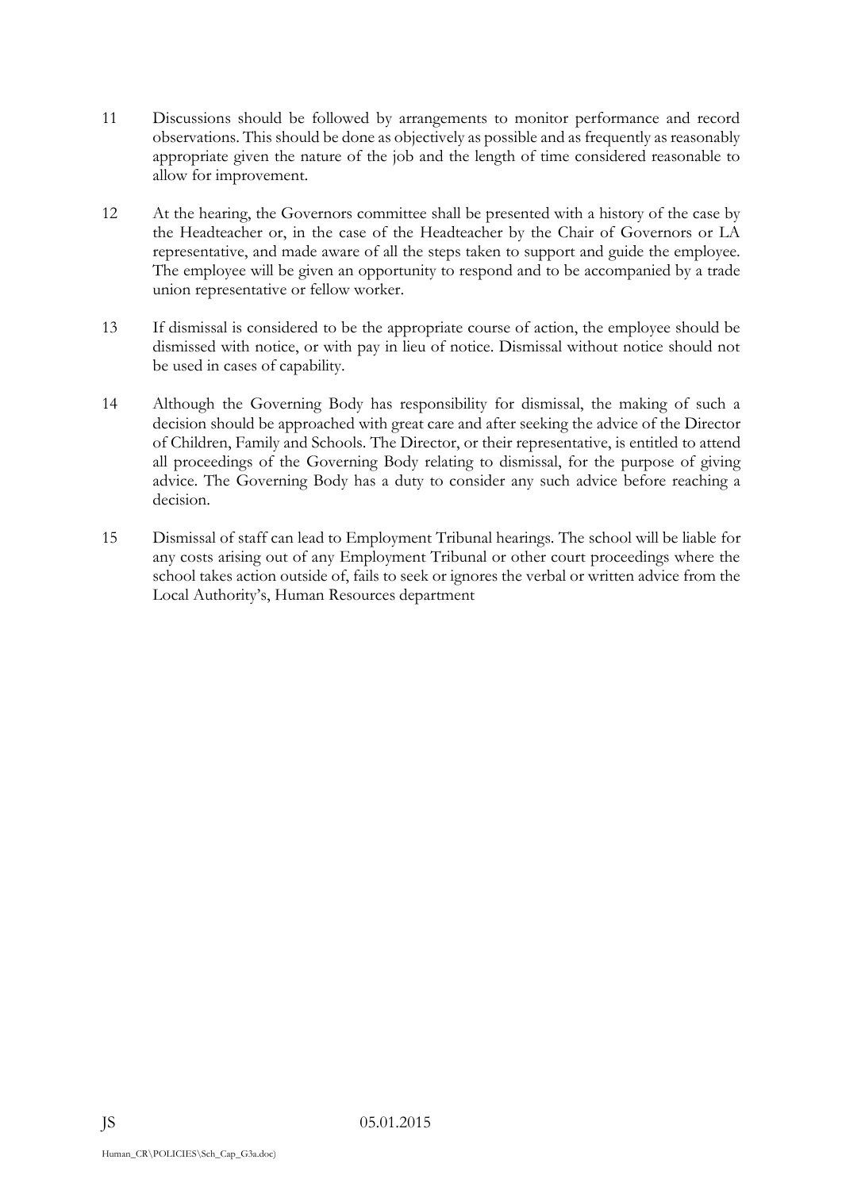11 Discussions should be followed by arrangements to monitor performance and record observations. This should be done as objectively as possible and as frequently as reasonably appropriate given the nature of the job and the length of time considered reasonable to allow for improvement.

12 At the hearing, the Governors committee shall be presented with a history of the case by the Headteacher or, in the case of the Headteacher by the Chair of Governors or LA representative, and made aware of all the steps taken to support and guide the employee. The employee will be given an opportunity to respond and to be accompanied by a trade union representative or fellow worker.

13 If dismissal is considered to be the appropriate course of action, the employee should be dismissed with notice, or with pay in lieu of notice. Dismissal without notice should not be used in cases of capability.

14 Although the Governing Body has responsibility for dismissal, the making of such a decision should be approached with great care and after seeking the advice of the Director of Children, Family and Schools. The Director, or their representative, is entitled to attend all proceedings of the Governing Body relating to dismissal, for the purpose of giving advice. The Governing Body has a duty to consider any such advice before reaching a decision.

15 Dismissal of staff can lead to Employment Tribunal hearings. The school will be liable for any costs arising out of any Employment Tribunal or other court proceedings where the school takes action outside of, fails to seek or ignores the verbal or written advice from the Local Authority's, Human Resources department

JS 05.01.2015

Human_CR\POLICIES\Sch_Cap_G3a.doc)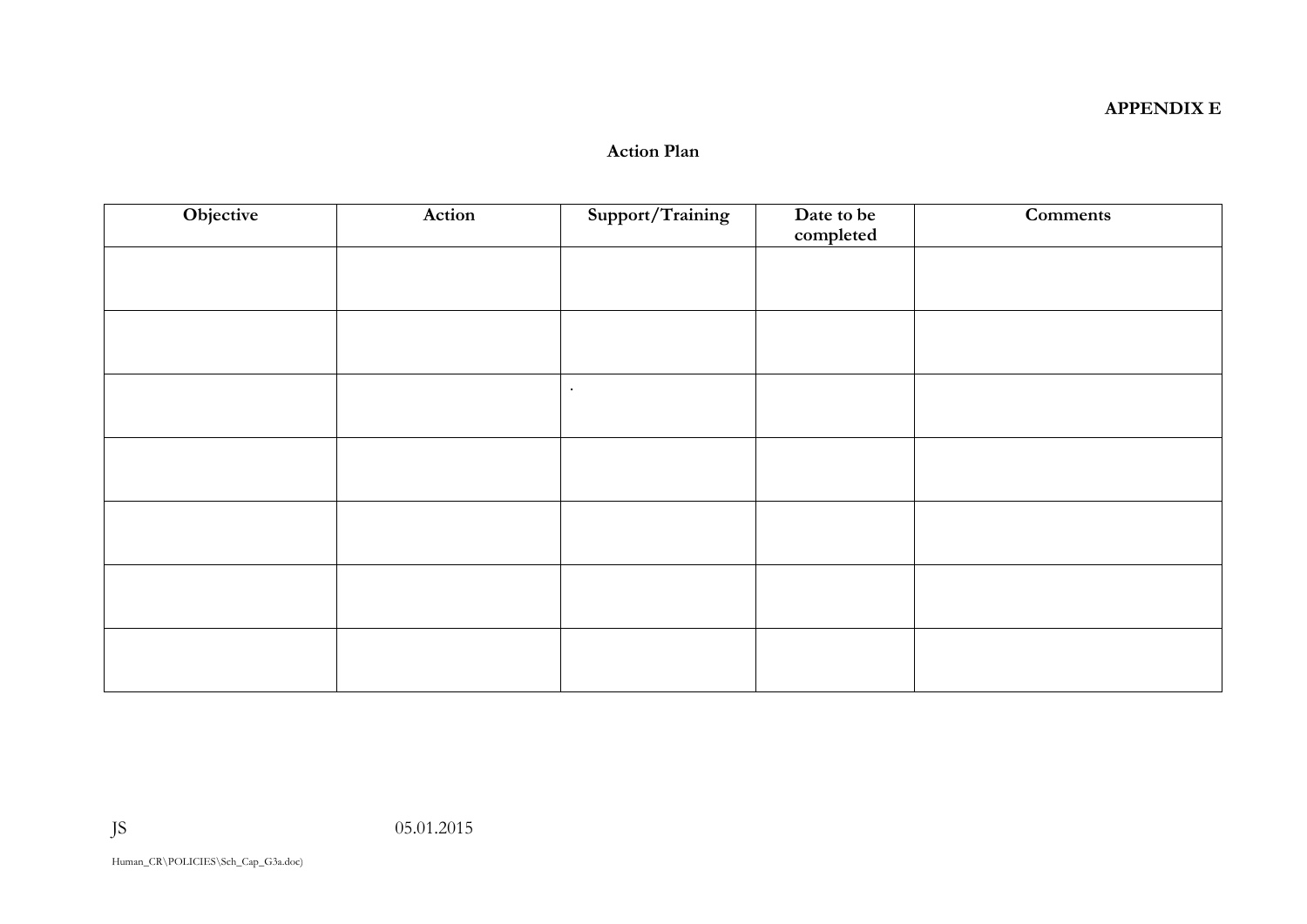**APPENDIX E**

**Action Plan**

| Objective | Action | Support/Training | Date to be completed | Comments |
|---|---|---|---|---|
| | | | | |
| | | | | |
| | | . | | |
| | | | | |
| | | | | |
| | | | | |
| | | | | |

JS 05.01.2015

Human_CR\POLICIES\Sch_Cap_G3a.doc)